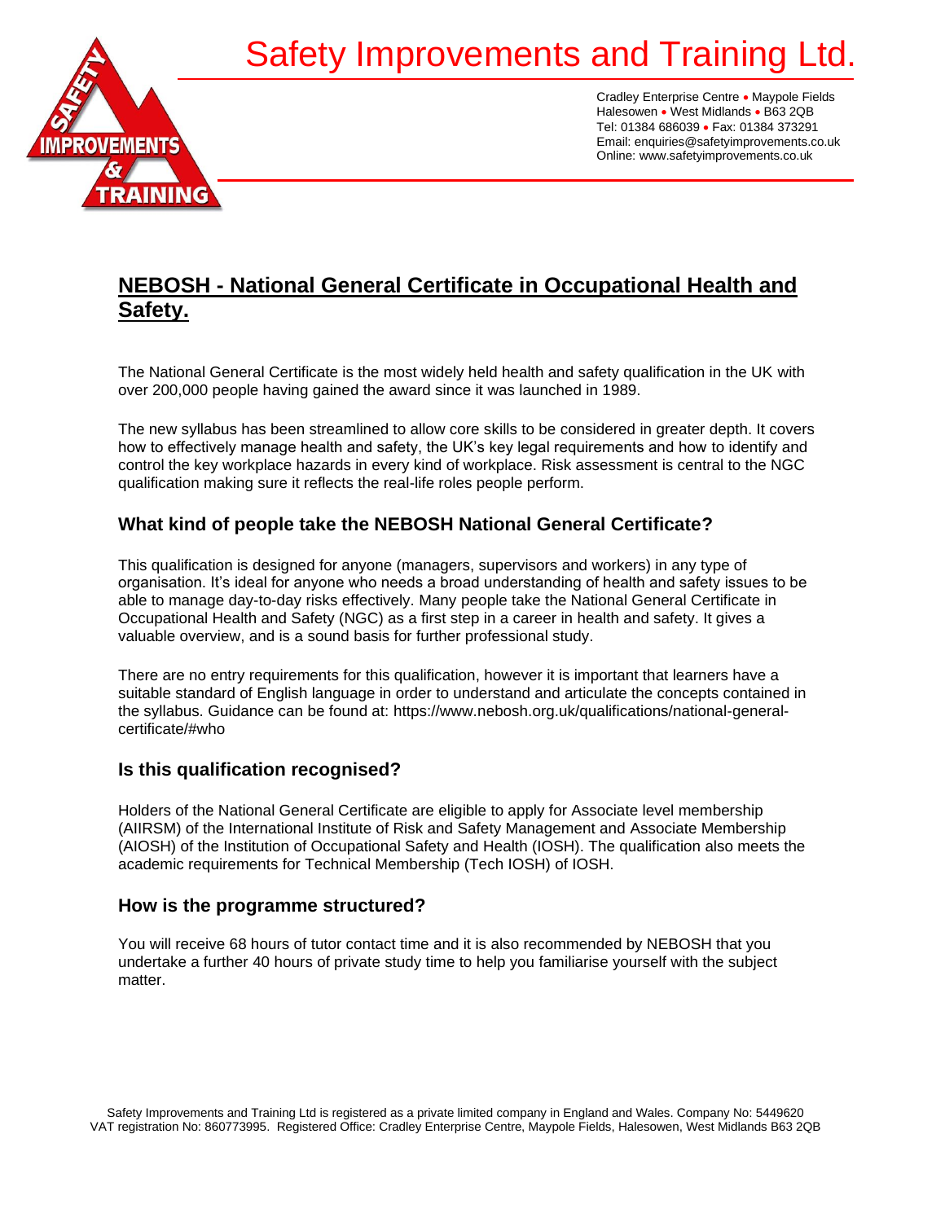# Safety Improvements and Training Ltd.

Cradley Enterprise Centre • Maypole Fields
Halesowen • West Midlands • B63 2QB
Tel: 01384 686039 • Fax: 01384 373291
Email: enquiries@safetyimprovements.co.uk
Online: www.safetyimprovements.co.uk

## NEBOSH - National General Certificate in Occupational Health and Safety.

The National General Certificate is the most widely held health and safety qualification in the UK with over 200,000 people having gained the award since it was launched in 1989.

The new syllabus has been streamlined to allow core skills to be considered in greater depth. It covers how to effectively manage health and safety, the UK's key legal requirements and how to identify and control the key workplace hazards in every kind of workplace. Risk assessment is central to the NGC qualification making sure it reflects the real-life roles people perform.

### What kind of people take the NEBOSH National General Certificate?

This qualification is designed for anyone (managers, supervisors and workers) in any type of organisation. It's ideal for anyone who needs a broad understanding of health and safety issues to be able to manage day-to-day risks effectively. Many people take the National General Certificate in Occupational Health and Safety (NGC) as a first step in a career in health and safety. It gives a valuable overview, and is a sound basis for further professional study.

There are no entry requirements for this qualification, however it is important that learners have a suitable standard of English language in order to understand and articulate the concepts contained in the syllabus. Guidance can be found at: https://www.nebosh.org.uk/qualifications/national-general-certificate/#who

### Is this qualification recognised?

Holders of the National General Certificate are eligible to apply for Associate level membership (AIIRSM) of the International Institute of Risk and Safety Management and Associate Membership (AIOSH) of the Institution of Occupational Safety and Health (IOSH). The qualification also meets the academic requirements for Technical Membership (Tech IOSH) of IOSH.

### How is the programme structured?

You will receive 68 hours of tutor contact time and it is also recommended by NEBOSH that you undertake a further 40 hours of private study time to help you familiarise yourself with the subject matter.

Safety Improvements and Training Ltd is registered as a private limited company in England and Wales. Company No: 5449620
VAT registration No: 860773995. Registered Office: Cradley Enterprise Centre, Maypole Fields, Halesowen, West Midlands B63 2QB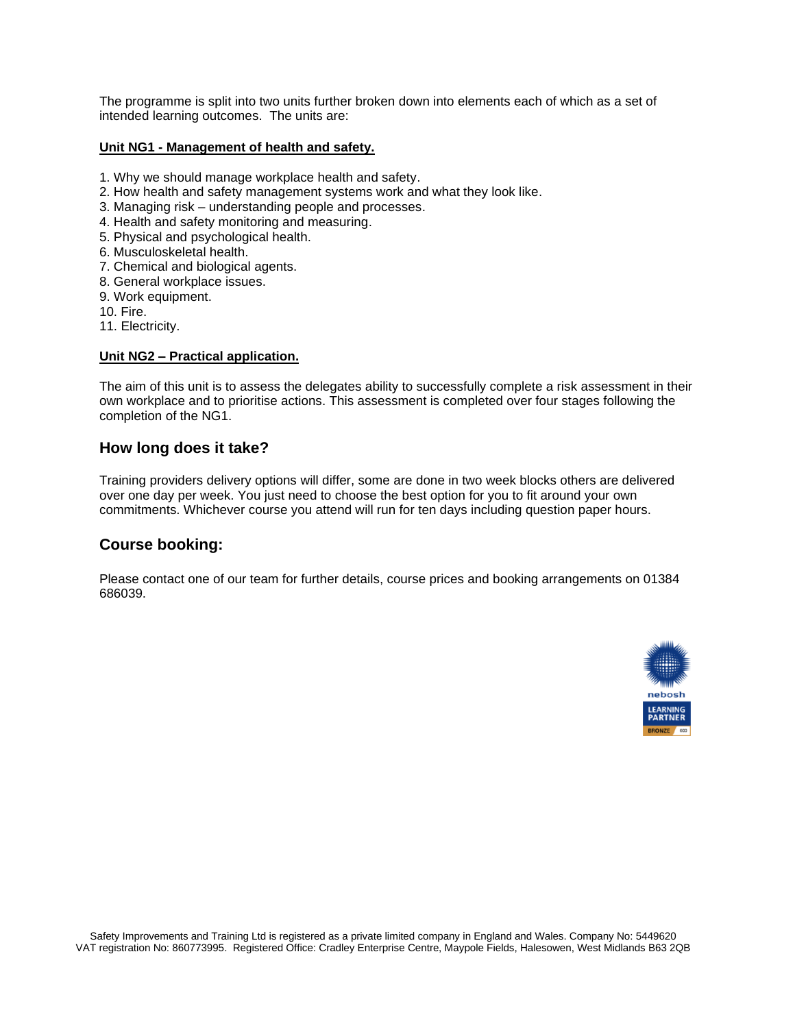The programme is split into two units further broken down into elements each of which as a set of intended learning outcomes. The units are:

**Unit NG1 - Management of health and safety.**

1. Why we should manage workplace health and safety.
2. How health and safety management systems work and what they look like.
3. Managing risk – understanding people and processes.
4. Health and safety monitoring and measuring.
5. Physical and psychological health.
6. Musculoskeletal health.
7. Chemical and biological agents.
8. General workplace issues.
9. Work equipment.
10. Fire.
11. Electricity.

**Unit NG2 – Practical application.**

The aim of this unit is to assess the delegates ability to successfully complete a risk assessment in their own workplace and to prioritise actions. This assessment is completed over four stages following the completion of the NG1.

## How long does it take?

Training providers delivery options will differ, some are done in two week blocks others are delivered over one day per week. You just need to choose the best option for you to fit around your own commitments. Whichever course you attend will run for ten days including question paper hours.

## Course booking:

Please contact one of our team for further details, course prices and booking arrangements on 01384 686039.

Safety Improvements and Training Ltd is registered as a private limited company in England and Wales. Company No: 5449620
VAT registration No: 860773995. Registered Office: Cradley Enterprise Centre, Maypole Fields, Halesowen, West Midlands B63 2QB